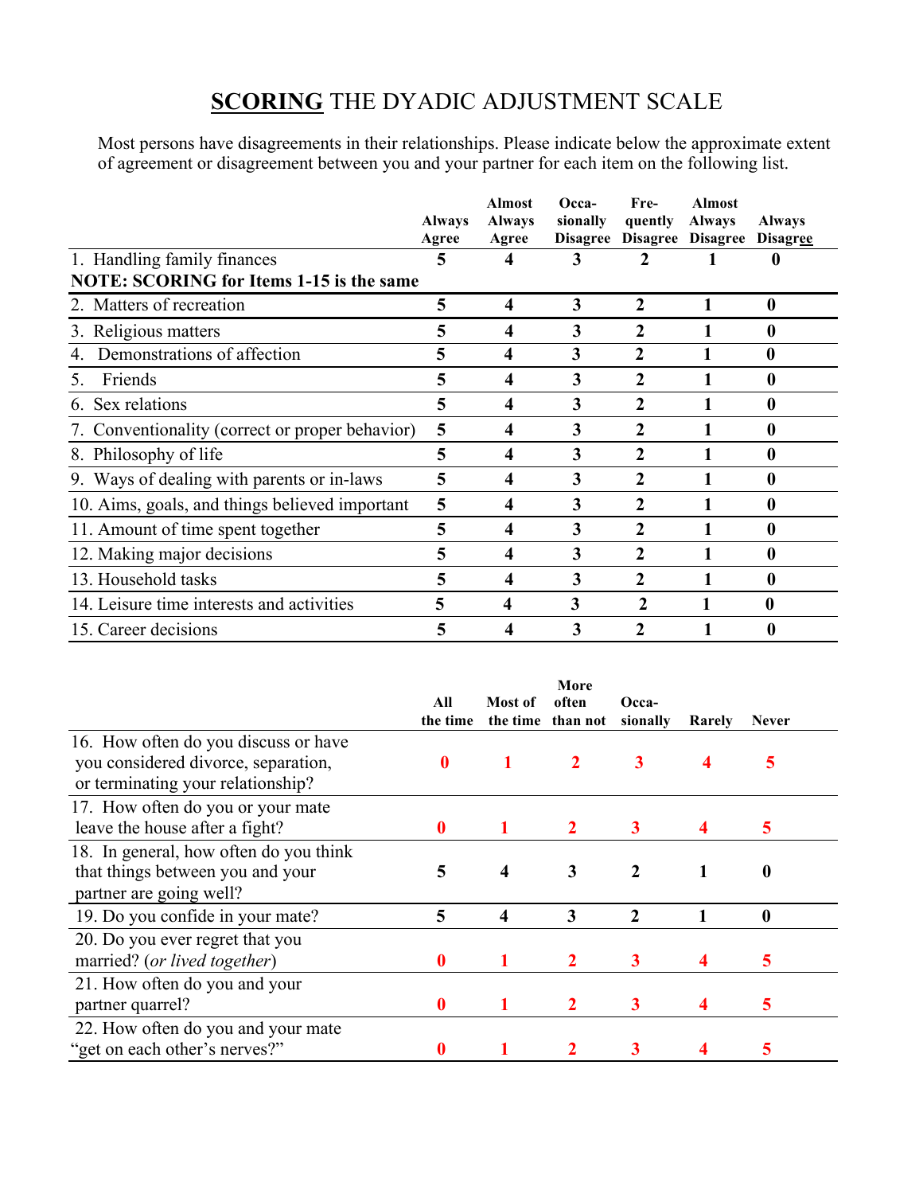# **SCORING** THE DYADIC ADJUSTMENT SCALE

Most persons have disagreements in their relationships. Please indicate below the approximate extent of agreement or disagreement between you and your partner for each item on the following list.

| | Always Agree | Almost Always Agree | Occa-sionally Disagree | Fre-quently Disagree | Almost Always Disagree | Always Disagree |
|---|---|---|---|---|---|---|
| 1. Handling family finances | **5** | **4** | **3** | **2** | **1** | **0** |
| **NOTE: SCORING for Items 1-15 is the same** | | | | | | |
| 2. Matters of recreation | **5** | **4** | **3** | **2** | **1** | **0** |
| 3. Religious matters | **5** | **4** | **3** | **2** | **1** | **0** |
| 4. Demonstrations of affection | **5** | **4** | **3** | **2** | **1** | **0** |
| 5. Friends | **5** | **4** | **3** | **2** | **1** | **0** |
| 6. Sex relations | **5** | **4** | **3** | **2** | **1** | **0** |
| 7. Conventionality (correct or proper behavior) | **5** | **4** | **3** | **2** | **1** | **0** |
| 8. Philosophy of life | **5** | **4** | **3** | **2** | **1** | **0** |
| 9. Ways of dealing with parents or in-laws | **5** | **4** | **3** | **2** | **1** | **0** |
| 10. Aims, goals, and things believed important | **5** | **4** | **3** | **2** | **1** | **0** |
| 11. Amount of time spent together | **5** | **4** | **3** | **2** | **1** | **0** |
| 12. Making major decisions | **5** | **4** | **3** | **2** | **1** | **0** |
| 13. Household tasks | **5** | **4** | **3** | **2** | **1** | **0** |
| 14. Leisure time interests and activities | **5** | **4** | **3** | **2** | **1** | **0** |
| 15. Career decisions | **5** | **4** | **3** | **2** | **1** | **0** |

| | All the time | Most of the time | More often than not | Occa-sionally | Rarely | Never |
|---|---|---|---|---|---|---|
| 16. How often do you discuss or have you considered divorce, separation, or terminating your relationship? | **0** | **1** | **2** | **3** | **4** | **5** |
| 17. How often do you or your mate leave the house after a fight? | **0** | **1** | **2** | **3** | **4** | **5** |
| 18. In general, how often do you think that things between you and your partner are going well? | **5** | **4** | **3** | **2** | **1** | **0** |
| 19. Do you confide in your mate? | **5** | **4** | **3** | **2** | **1** | **0** |
| 20. Do you ever regret that you married? (*or lived together*) | **0** | **1** | **2** | **3** | **4** | **5** |
| 21. How often do you and your partner quarrel? | **0** | **1** | **2** | **3** | **4** | **5** |
| 22. How often do you and your mate "get on each other's nerves?" | **0** | **1** | **2** | **3** | **4** | **5** |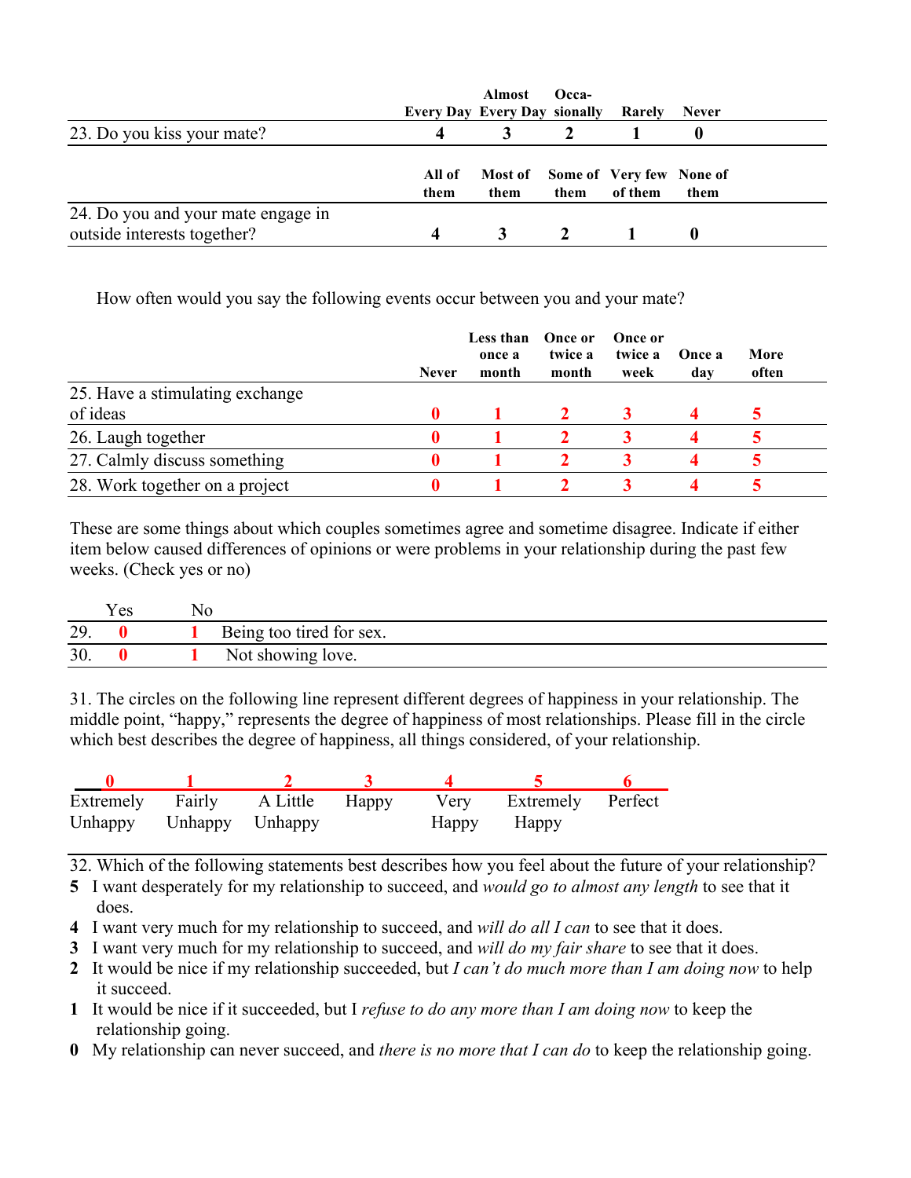| | Every Day | Almost Every Day | Occa-sionally | Rarely | Never |
|---|---|---|---|---|---|
| 23. Do you kiss your mate? | 4 | 3 | 2 | 1 | 0 |

| | All of them | Most of them | Some of them | Very few of them | None of them |
|---|---|---|---|---|---|
| 24. Do you and your mate engage in outside interests together? | 4 | 3 | 2 | 1 | 0 |

How often would you say the following events occur between you and your mate?

| | Never | Less than once a month | Once or twice a month | Once or twice a week | Once a day | More often |
|---|---|---|---|---|---|---|
| 25. Have a stimulating exchange of ideas | 0 | 1 | 2 | 3 | 4 | 5 |
| 26. Laugh together | 0 | 1 | 2 | 3 | 4 | 5 |
| 27. Calmly discuss something | 0 | 1 | 2 | 3 | 4 | 5 |
| 28. Work together on a project | 0 | 1 | 2 | 3 | 4 | 5 |

These are some things about which couples sometimes agree and sometime disagree. Indicate if either item below caused differences of opinions or were problems in your relationship during the past few weeks. (Check yes or no)

| | Yes | No | |
|---|---|---|---|
| 29. | 0 | 1 | Being too tired for sex. |
| 30. | 0 | 1 | Not showing love. |

31. The circles on the following line represent different degrees of happiness in your relationship. The middle point, "happy," represents the degree of happiness of most relationships. Please fill in the circle which best describes the degree of happiness, all things considered, of your relationship.

| 0 | 1 | 2 | 3 | 4 | 5 | 6 |
|---|---|---|---|---|---|---|
| Extremely Unhappy | Fairly Unhappy | A Little Unhappy | Happy | Very Happy | Extremely Happy | Perfect |

32. Which of the following statements best describes how you feel about the future of your relationship?

**5** I want desperately for my relationship to succeed, and *would go to almost any length* to see that it does.

**4** I want very much for my relationship to succeed, and *will do all I can* to see that it does.

**3** I want very much for my relationship to succeed, and *will do my fair share* to see that it does.

**2** It would be nice if my relationship succeeded, but *I can't do much more than I am doing now* to help it succeed.

**1** It would be nice if it succeeded, but I *refuse to do any more than I am doing now* to keep the relationship going.

**0** My relationship can never succeed, and *there is no more that I can do* to keep the relationship going.